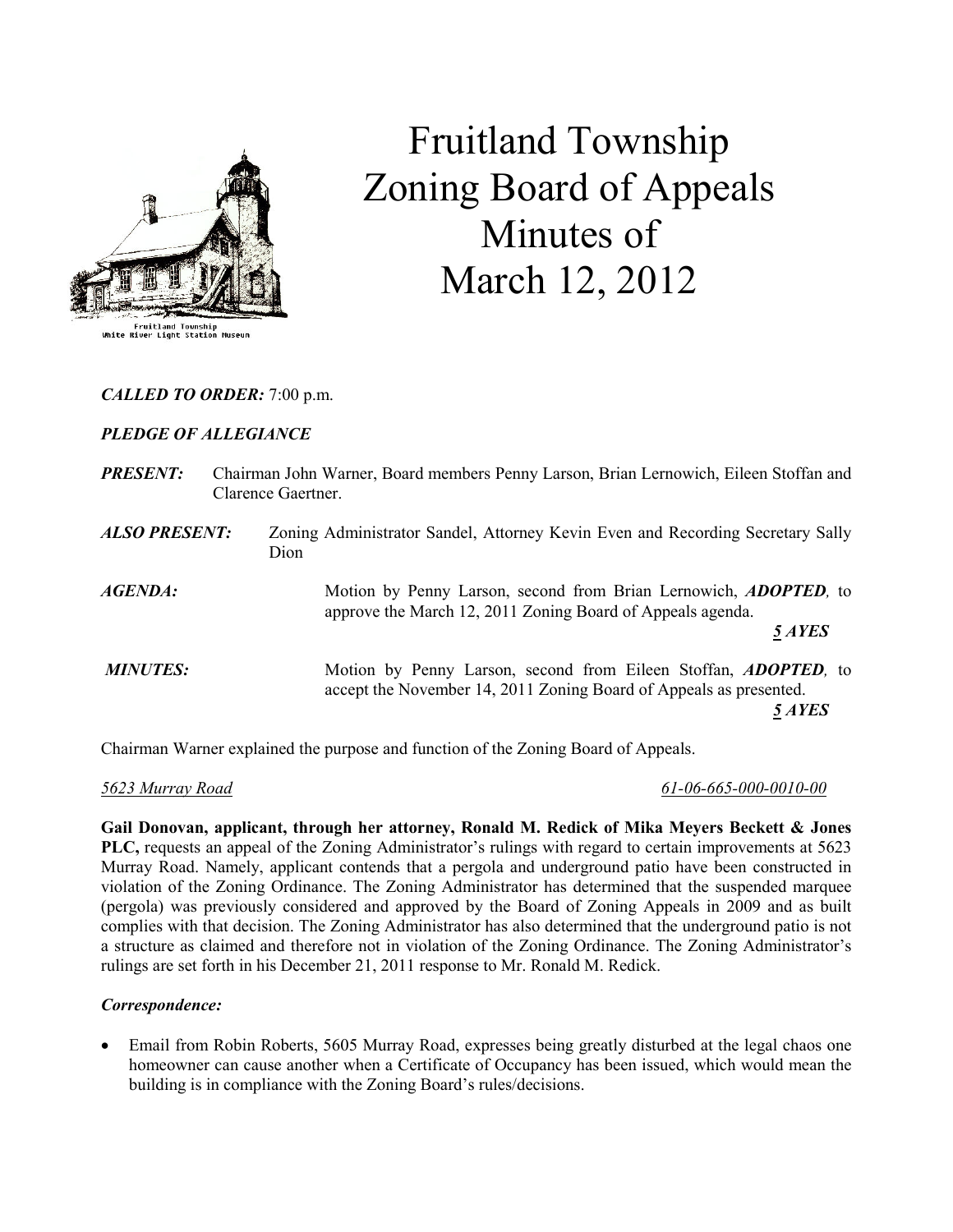Fruitland Township
White River Light Station Museum

# Fruitland Township Zoning Board of Appeals Minutes of March 12, 2012

***CALLED TO ORDER:*** 7:00 p.m.

***PLEDGE OF ALLEGIANCE***

***PRESENT:*** Chairman John Warner, Board members Penny Larson, Brian Lernowich, Eileen Stoffan and Clarence Gaertner.

***ALSO PRESENT:*** Zoning Administrator Sandel, Attorney Kevin Even and Recording Secretary Sally Dion

***AGENDA:*** Motion by Penny Larson, second from Brian Lernowich, ***ADOPTED,*** to approve the March 12, 2011 Zoning Board of Appeals agenda.

***5 AYES***

***MINUTES:*** Motion by Penny Larson, second from Eileen Stoffan, ***ADOPTED,*** to accept the November 14, 2011 Zoning Board of Appeals as presented.

***5 AYES***

Chairman Warner explained the purpose and function of the Zoning Board of Appeals.

*5623 Murray Road* *61-06-665-000-0010-00*

**Gail Donovan, applicant, through her attorney, Ronald M. Redick of Mika Meyers Beckett & Jones PLC,** requests an appeal of the Zoning Administrator's rulings with regard to certain improvements at 5623 Murray Road. Namely, applicant contends that a pergola and underground patio have been constructed in violation of the Zoning Ordinance. The Zoning Administrator has determined that the suspended marquee (pergola) was previously considered and approved by the Board of Zoning Appeals in 2009 and as built complies with that decision. The Zoning Administrator has also determined that the underground patio is not a structure as claimed and therefore not in violation of the Zoning Ordinance. The Zoning Administrator's rulings are set forth in his December 21, 2011 response to Mr. Ronald M. Redick.

***Correspondence:***

- Email from Robin Roberts, 5605 Murray Road, expresses being greatly disturbed at the legal chaos one homeowner can cause another when a Certificate of Occupancy has been issued, which would mean the building is in compliance with the Zoning Board's rules/decisions.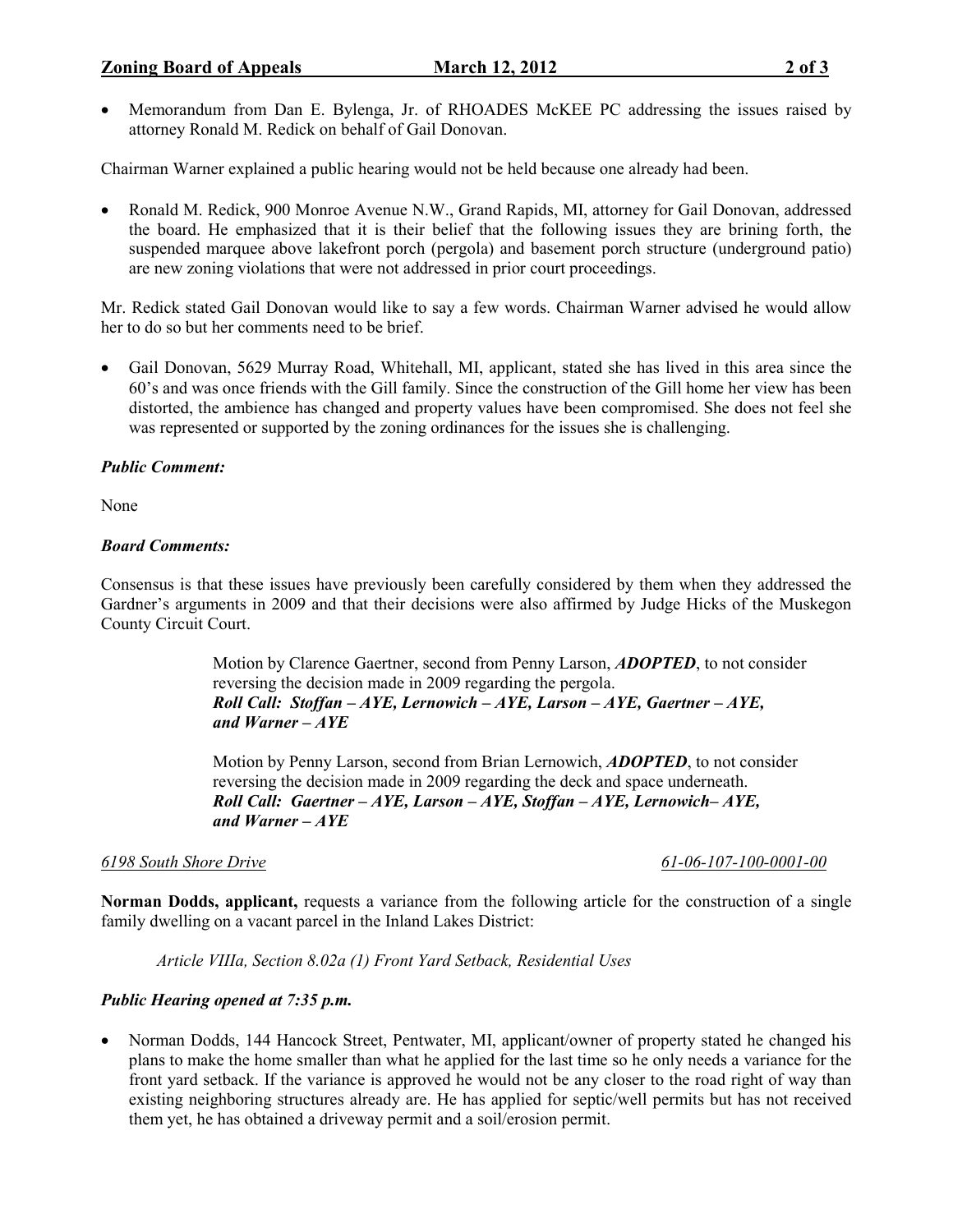- Memorandum from Dan E. Bylenga, Jr. of RHOADES McKEE PC addressing the issues raised by attorney Ronald M. Redick on behalf of Gail Donovan.

Chairman Warner explained a public hearing would not be held because one already had been.

- Ronald M. Redick, 900 Monroe Avenue N.W., Grand Rapids, MI, attorney for Gail Donovan, addressed the board. He emphasized that it is their belief that the following issues they are brining forth, the suspended marquee above lakefront porch (pergola) and basement porch structure (underground patio) are new zoning violations that were not addressed in prior court proceedings.

Mr. Redick stated Gail Donovan would like to say a few words. Chairman Warner advised he would allow her to do so but her comments need to be brief.

- Gail Donovan, 5629 Murray Road, Whitehall, MI, applicant, stated she has lived in this area since the 60's and was once friends with the Gill family. Since the construction of the Gill home her view has been distorted, the ambience has changed and property values have been compromised. She does not feel she was represented or supported by the zoning ordinances for the issues she is challenging.

***Public Comment:***

None

***Board Comments:***

Consensus is that these issues have previously been carefully considered by them when they addressed the Gardner's arguments in 2009 and that their decisions were also affirmed by Judge Hicks of the Muskegon County Circuit Court.

> Motion by Clarence Gaertner, second from Penny Larson, ***ADOPTED***, to not consider reversing the decision made in 2009 regarding the pergola.
> ***Roll Call: Stoffan – AYE, Lernowich – AYE, Larson – AYE, Gaertner – AYE, and Warner – AYE***
>
> Motion by Penny Larson, second from Brian Lernowich, ***ADOPTED***, to not consider reversing the decision made in 2009 regarding the deck and space underneath.
> ***Roll Call: Gaertner – AYE, Larson – AYE, Stoffan – AYE, Lernowich– AYE, and Warner – AYE***

*6198 South Shore Drive* *61-06-107-100-0001-00*

**Norman Dodds, applicant,** requests a variance from the following article for the construction of a single family dwelling on a vacant parcel in the Inland Lakes District:

*Article VIIIa, Section 8.02a (1) Front Yard Setback, Residential Uses*

***Public Hearing opened at 7:35 p.m.***

- Norman Dodds, 144 Hancock Street, Pentwater, MI, applicant/owner of property stated he changed his plans to make the home smaller than what he applied for the last time so he only needs a variance for the front yard setback. If the variance is approved he would not be any closer to the road right of way than existing neighboring structures already are. He has applied for septic/well permits but has not received them yet, he has obtained a driveway permit and a soil/erosion permit.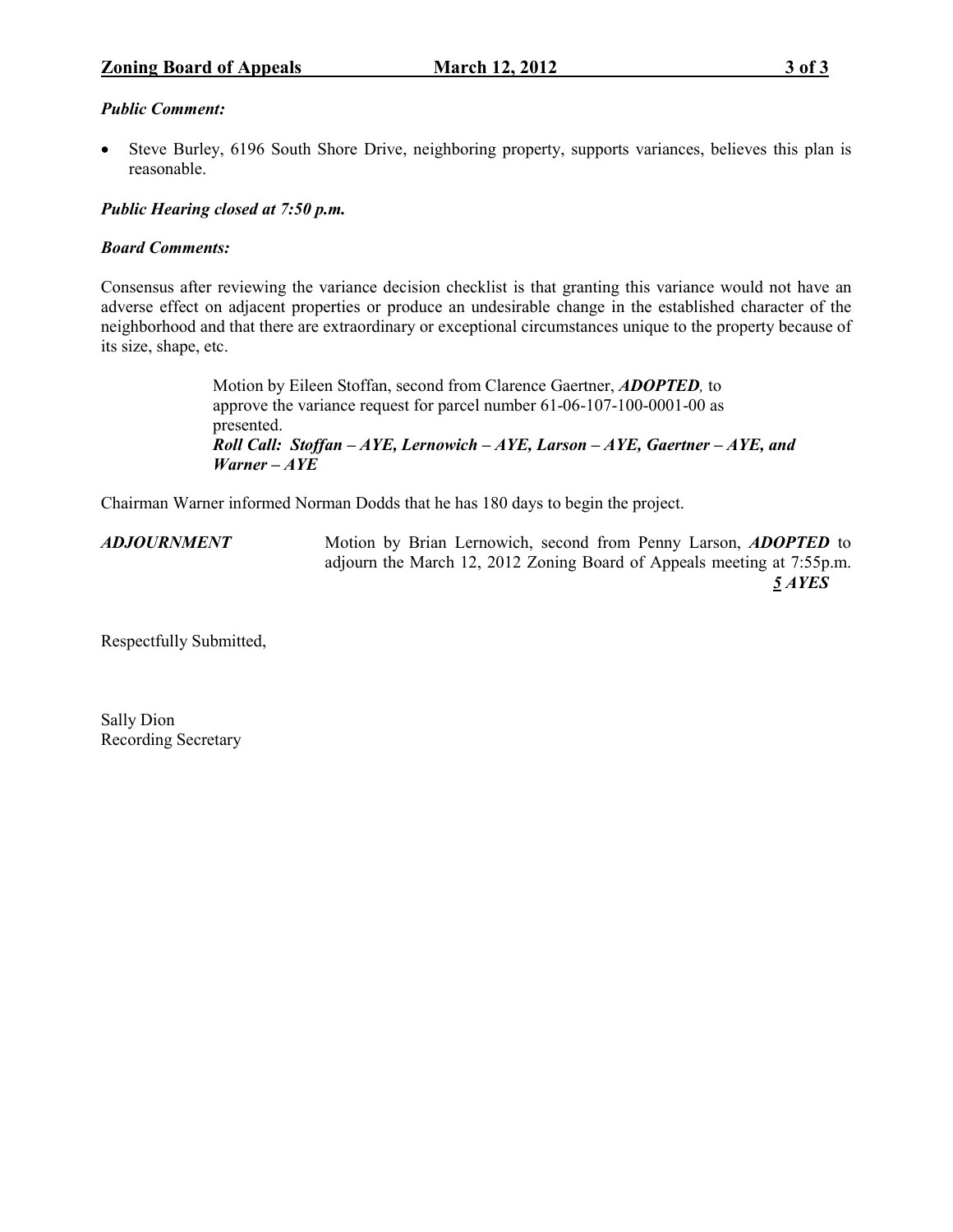***Public Comment:***

- Steve Burley, 6196 South Shore Drive, neighboring property, supports variances, believes this plan is reasonable.

***Public Hearing closed at 7:50 p.m.***

***Board Comments:***

Consensus after reviewing the variance decision checklist is that granting this variance would not have an adverse effect on adjacent properties or produce an undesirable change in the established character of the neighborhood and that there are extraordinary or exceptional circumstances unique to the property because of its size, shape, etc.

> Motion by Eileen Stoffan, second from Clarence Gaertner, ***ADOPTED,*** to approve the variance request for parcel number 61-06-107-100-0001-00 as presented.
> ***Roll Call: Stoffan – AYE, Lernowich – AYE, Larson – AYE, Gaertner – AYE, and Warner – AYE***

Chairman Warner informed Norman Dodds that he has 180 days to begin the project.

***ADJOURNMENT*** Motion by Brian Lernowich, second from Penny Larson, ***ADOPTED*** to adjourn the March 12, 2012 Zoning Board of Appeals meeting at 7:55p.m.

***5 AYES***

Respectfully Submitted,

Sally Dion
Recording Secretary